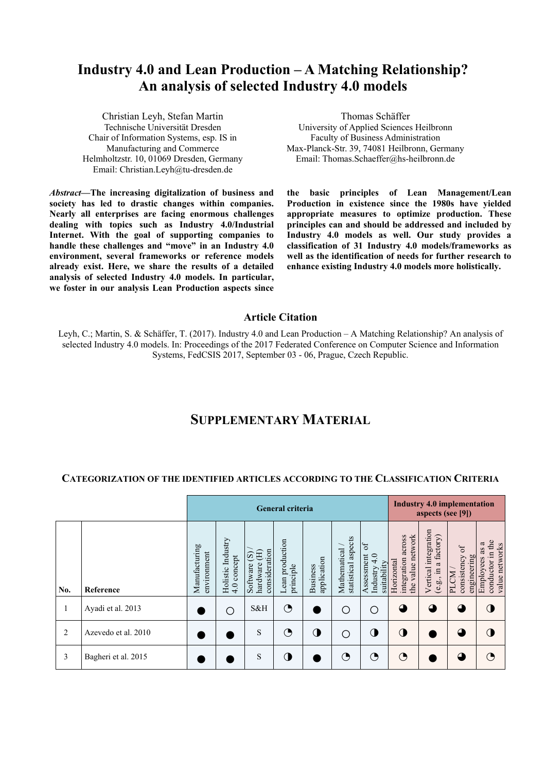# Industry 4.0 and Lean Production – A Matching Relationship? An analysis of selected Industry 4.0 models

Christian Leyh, Stefan Martin
Technische Universität Dresden
Chair of Information Systems, esp. IS in Manufacturing and Commerce
Helmholtzstr. 10, 01069 Dresden, Germany
Email: Christian.Leyh@tu-dresden.de

Thomas Schäffer
University of Applied Sciences Heilbronn
Faculty of Business Administration
Max-Planck-Str. 39, 74081 Heilbronn, Germany
Email: Thomas.Schaeffer@hs-heilbronn.de

***Abstract*—The increasing digitalization of business and society has led to drastic changes within companies. Nearly all enterprises are facing enormous challenges dealing with topics such as Industry 4.0/Industrial Internet. With the goal of supporting companies to handle these challenges and "move" in an Industry 4.0 environment, several frameworks or reference models already exist. Here, we share the results of a detailed analysis of selected Industry 4.0 models. In particular, we foster in our analysis Lean Production aspects since the basic principles of Lean Management/Lean Production in existence since the 1980s have yielded appropriate measures to optimize production. These principles can and should be addressed and included by Industry 4.0 models as well. Our study provides a classification of 31 Industry 4.0 models/frameworks as well as the identification of needs for further research to enhance existing Industry 4.0 models more holistically.**

## Article Citation

Leyh, C.; Martin, S. & Schäffer, T. (2017). Industry 4.0 and Lean Production – A Matching Relationship? An analysis of selected Industry 4.0 models. In: Proceedings of the 2017 Federated Conference on Computer Science and Information Systems, FedCSIS 2017, September 03 - 06, Prague, Czech Republic.

## Supplementary Material

### Categorization of the Identified Articles according to the Classification Criteria

| | | General criteria | | | | | | | Industry 4.0 implementation aspects (see [9]) | | | |
|---|---|---|---|---|---|---|---|---|---|---|---|---|
| No. | Reference | Manufacturing environment | Holistic Industry 4.0 concept | Software (S) / hardware (H) consideration | Lean production principle | Business application | Mathematical / statistical aspects | Assessment of Industry 4.0 suitability | Horizontal integration across the value network | Vertical integration (e.g., in a factory) | PLCM / consistency of engineering | Employees as a conductor in the value networks |
| 1 | Ayadi et al. 2013 | ● | ○ | S&H | ◔ | ● | ○ | ○ | ◕ | ◕ | ◕ | ◑ |
| 2 | Azevedo et al. 2010 | ● | ● | S | ◔ | ◑ | ○ | ◑ | ◑ | ● | ◕ | ◑ |
| 3 | Bagheri et al. 2015 | ● | ● | S | ◑ | ● | ◔ | ◔ | ◔ | ● | ◕ | ◔ |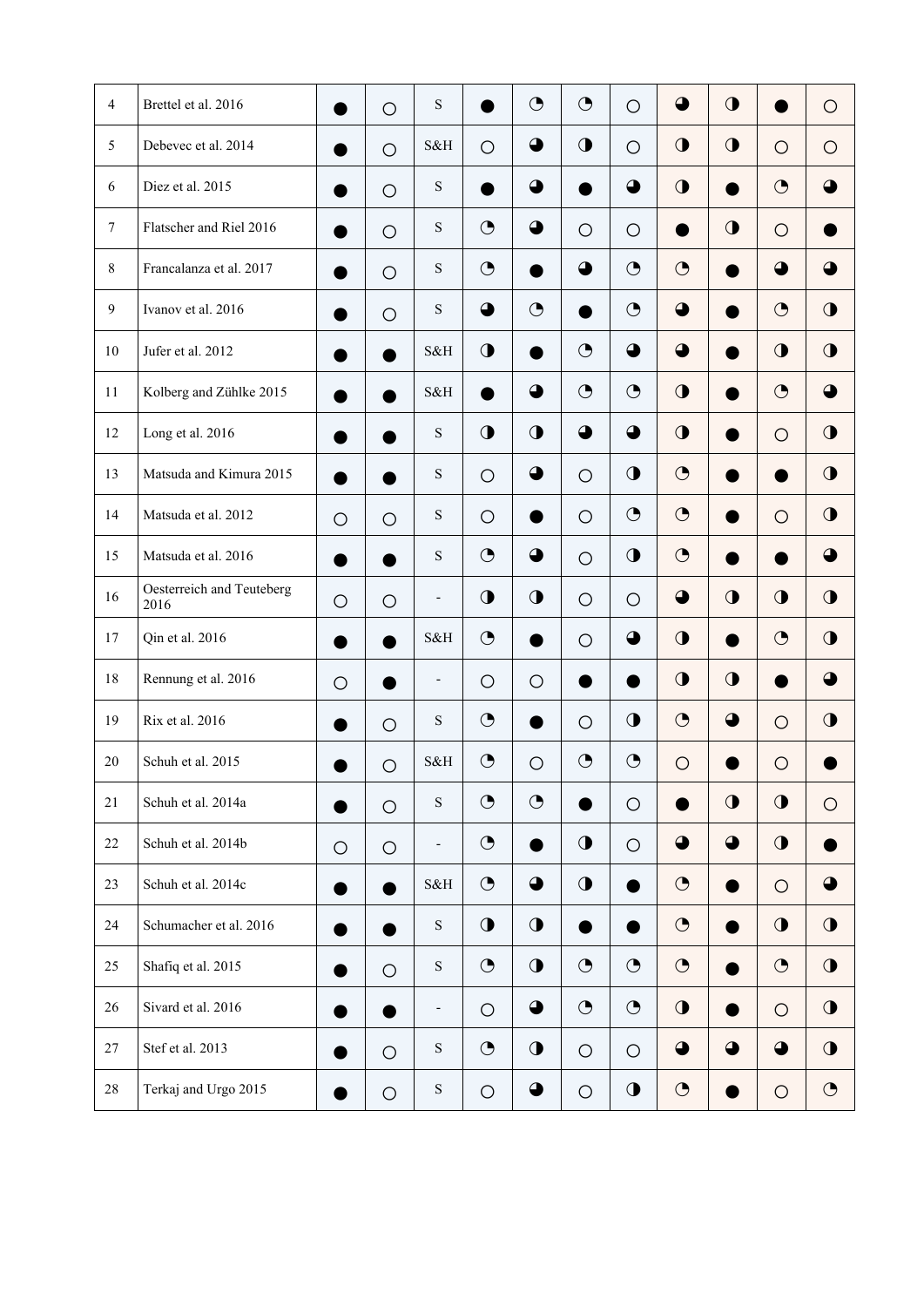| | | | | | | | | | | | | |
|---|---|---|---|---|---|---|---|---|---|---|---|---|
| 4 | Brettel et al. 2016 | ● | ○ | S | ● | ◔ | ◔ | ○ | ◕ | ◑ | ● | ○ |
| 5 | Debevec et al. 2014 | ● | ○ | S&H | ○ | ◕ | ◑ | ○ | ◑ | ◑ | ○ | ○ |
| 6 | Diez et al. 2015 | ● | ○ | S | ● | ◕ | ● | ◕ | ◑ | ● | ◔ | ◕ |
| 7 | Flatscher and Riel 2016 | ● | ○ | S | ◔ | ◕ | ○ | ○ | ● | ◑ | ○ | ● |
| 8 | Francalanza et al. 2017 | ● | ○ | S | ◔ | ● | ◕ | ◔ | ◔ | ● | ◕ | ◕ |
| 9 | Ivanov et al. 2016 | ● | ○ | S | ◕ | ◔ | ● | ◔ | ◕ | ● | ◔ | ◑ |
| 10 | Jufer et al. 2012 | ● | ● | S&H | ◑ | ● | ◔ | ◕ | ◕ | ● | ◑ | ◑ |
| 11 | Kolberg and Zühlke 2015 | ● | ● | S&H | ● | ◕ | ◔ | ◔ | ◑ | ● | ◔ | ◕ |
| 12 | Long et al. 2016 | ● | ● | S | ◑ | ◑ | ◕ | ◕ | ◑ | ● | ○ | ◑ |
| 13 | Matsuda and Kimura 2015 | ● | ● | S | ○ | ◕ | ○ | ◑ | ◔ | ● | ● | ◑ |
| 14 | Matsuda et al. 2012 | ○ | ○ | S | ○ | ● | ○ | ◔ | ◔ | ● | ○ | ◑ |
| 15 | Matsuda et al. 2016 | ● | ● | S | ◔ | ◕ | ○ | ◑ | ◔ | ● | ● | ◕ |
| 16 | Oesterreich and Teuteberg 2016 | ○ | ○ | - | ◑ | ◑ | ○ | ○ | ◕ | ◑ | ◑ | ◑ |
| 17 | Qin et al. 2016 | ● | ● | S&H | ◔ | ● | ○ | ◕ | ◑ | ● | ◔ | ◑ |
| 18 | Rennung et al. 2016 | ○ | ● | - | ○ | ○ | ● | ● | ◑ | ◑ | ● | ◕ |
| 19 | Rix et al. 2016 | ● | ○ | S | ◔ | ● | ○ | ◑ | ◔ | ◕ | ○ | ◑ |
| 20 | Schuh et al. 2015 | ● | ○ | S&H | ◔ | ○ | ◔ | ◔ | ○ | ● | ○ | ● |
| 21 | Schuh et al. 2014a | ● | ○ | S | ◔ | ◔ | ● | ○ | ● | ◑ | ◑ | ○ |
| 22 | Schuh et al. 2014b | ○ | ○ | - | ◔ | ● | ◑ | ○ | ◕ | ◕ | ◑ | ● |
| 23 | Schuh et al. 2014c | ● | ● | S&H | ◔ | ◕ | ◑ | ● | ◔ | ● | ○ | ◕ |
| 24 | Schumacher et al. 2016 | ● | ● | S | ◑ | ◑ | ● | ● | ◔ | ● | ◑ | ◑ |
| 25 | Shafiq et al. 2015 | ● | ○ | S | ◔ | ◑ | ◔ | ◔ | ◔ | ● | ◔ | ◑ |
| 26 | Sivard et al. 2016 | ● | ● | - | ○ | ◕ | ◔ | ◔ | ◑ | ● | ○ | ◑ |
| 27 | Stef et al. 2013 | ● | ○ | S | ◔ | ◑ | ○ | ○ | ◕ | ◕ | ◕ | ◑ |
| 28 | Terkaj and Urgo 2015 | ● | ○ | S | ○ | ◕ | ○ | ◑ | ◔ | ● | ○ | ◔ |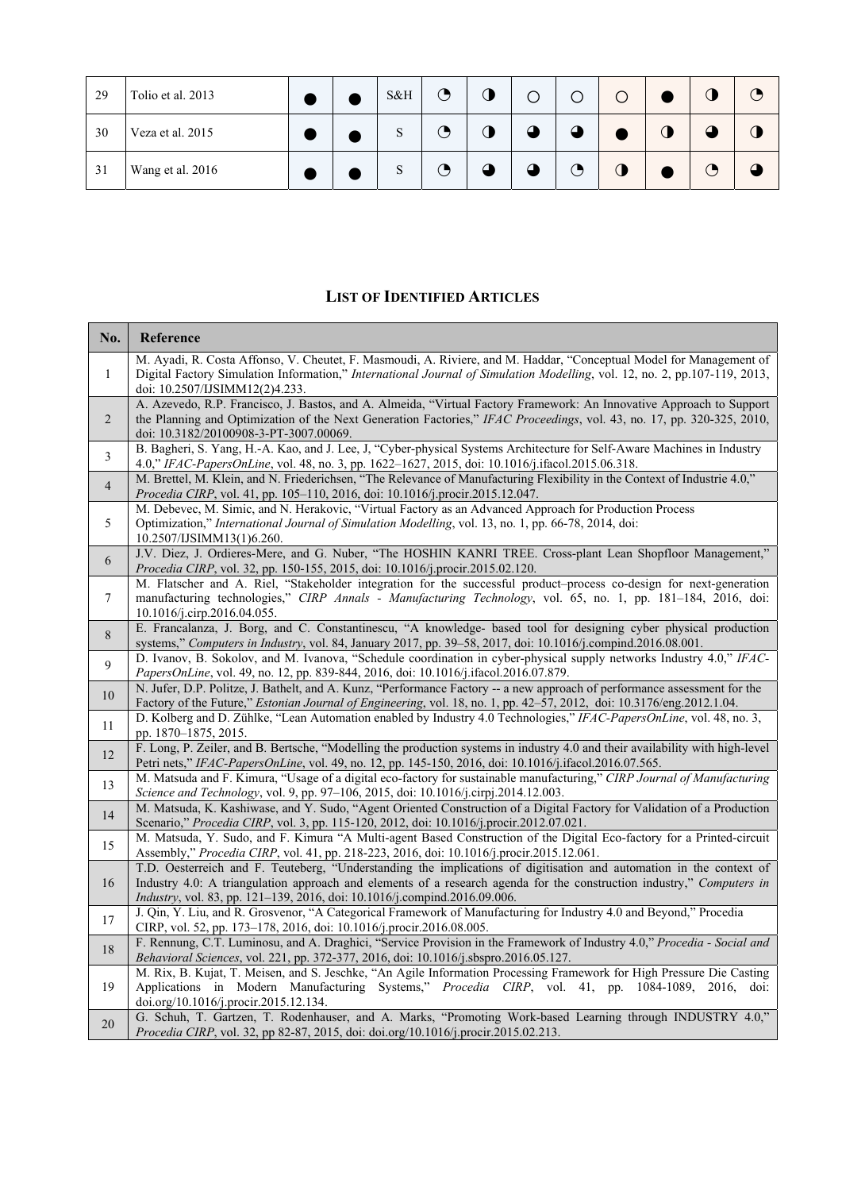| | | | | | | | | | | | | |
|---|---|---|---|---|---|---|---|---|---|---|---|---|
| 29 | Tolio et al. 2013 | ● | ● | S&H | ◔ | ◑ | ○ | ○ | ○ | ● | ◑ | ◔ |
| 30 | Veza et al. 2015 | ● | ● | S | ◔ | ◑ | ◕ | ◕ | ● | ◑ | ◕ | ◑ |
| 31 | Wang et al. 2016 | ● | ● | S | ◔ | ◕ | ◕ | ◔ | ◑ | ● | ◔ | ◕ |

## List of Identified Articles

| No. | Reference |
|---|---|
| 1 | M. Ayadi, R. Costa Affonso, V. Cheutet, F. Masmoudi, A. Riviere, and M. Haddar, "Conceptual Model for Management of Digital Factory Simulation Information," *International Journal of Simulation Modelling*, vol. 12, no. 2, pp.107-119, 2013, doi: 10.2507/IJSIMM12(2)4.233. |
| 2 | A. Azevedo, R.P. Francisco, J. Bastos, and A. Almeida, "Virtual Factory Framework: An Innovative Approach to Support the Planning and Optimization of the Next Generation Factories," *IFAC Proceedings*, vol. 43, no. 17, pp. 320-325, 2010, doi: 10.3182/20100908-3-PT-3007.00069. |
| 3 | B. Bagheri, S. Yang, H.-A. Kao, and J. Lee, J, "Cyber-physical Systems Architecture for Self-Aware Machines in Industry 4.0," *IFAC-PapersOnLine*, vol. 48, no. 3, pp. 1622–1627, 2015, doi: 10.1016/j.ifacol.2015.06.318. |
| 4 | M. Brettel, M. Klein, and N. Friederichsen, "The Relevance of Manufacturing Flexibility in the Context of Industrie 4.0," *Procedia CIRP*, vol. 41, pp. 105–110, 2016, doi: 10.1016/j.procir.2015.12.047. |
| 5 | M. Debevec, M. Simic, and N. Herakovic, "Virtual Factory as an Advanced Approach for Production Process Optimization," *International Journal of Simulation Modelling*, vol. 13, no. 1, pp. 66-78, 2014, doi: 10.2507/IJSIMM13(1)6.260. |
| 6 | J.V. Diez, J. Ordieres-Mere, and G. Nuber, "The HOSHIN KANRI TREE. Cross-plant Lean Shopfloor Management," *Procedia CIRP*, vol. 32, pp. 150-155, 2015, doi: 10.1016/j.procir.2015.02.120. |
| 7 | M. Flatscher and A. Riel, "Stakeholder integration for the successful product–process co-design for next-generation manufacturing technologies," *CIRP Annals - Manufacturing Technology*, vol. 65, no. 1, pp. 181–184, 2016, doi: 10.1016/j.cirp.2016.04.055. |
| 8 | E. Francalanza, J. Borg, and C. Constantinescu, "A knowledge- based tool for designing cyber physical production systems," *Computers in Industry*, vol. 84, January 2017, pp. 39–58, 2017, doi: 10.1016/j.compind.2016.08.001. |
| 9 | D. Ivanov, B. Sokolov, and M. Ivanova, "Schedule coordination in cyber-physical supply networks Industry 4.0," *IFAC-PapersOnLine*, vol. 49, no. 12, pp. 839-844, 2016, doi: 10.1016/j.ifacol.2016.07.879. |
| 10 | N. Jufer, D.P. Politze, J. Bathelt, and A. Kunz, "Performance Factory -- a new approach of performance assessment for the Factory of the Future," *Estonian Journal of Engineering*, vol. 18, no. 1, pp. 42–57, 2012, doi: 10.3176/eng.2012.1.04. |
| 11 | D. Kolberg and D. Zühlke, "Lean Automation enabled by Industry 4.0 Technologies," *IFAC-PapersOnLine*, vol. 48, no. 3, pp. 1870–1875, 2015. |
| 12 | F. Long, P. Zeiler, and B. Bertsche, "Modelling the production systems in industry 4.0 and their availability with high-level Petri nets," *IFAC-PapersOnLine*, vol. 49, no. 12, pp. 145-150, 2016, doi: 10.1016/j.ifacol.2016.07.565. |
| 13 | M. Matsuda and F. Kimura, "Usage of a digital eco-factory for sustainable manufacturing," *CIRP Journal of Manufacturing Science and Technology*, vol. 9, pp. 97–106, 2015, doi: 10.1016/j.cirpj.2014.12.003. |
| 14 | M. Matsuda, K. Kashiwase, and Y. Sudo, "Agent Oriented Construction of a Digital Factory for Validation of a Production Scenario," *Procedia CIRP*, vol. 3, pp. 115-120, 2012, doi: 10.1016/j.procir.2012.07.021. |
| 15 | M. Matsuda, Y. Sudo, and F. Kimura "A Multi-agent Based Construction of the Digital Eco-factory for a Printed-circuit Assembly," *Procedia CIRP*, vol. 41, pp. 218-223, 2016, doi: 10.1016/j.procir.2015.12.061. |
| 16 | T.D. Oesterreich and F. Teuteberg, "Understanding the implications of digitisation and automation in the context of Industry 4.0: A triangulation approach and elements of a research agenda for the construction industry," *Computers in Industry*, vol. 83, pp. 121–139, 2016, doi: 10.1016/j.compind.2016.09.006. |
| 17 | J. Qin, Y. Liu, and R. Grosvenor, "A Categorical Framework of Manufacturing for Industry 4.0 and Beyond," Procedia CIRP, vol. 52, pp. 173–178, 2016, doi: 10.1016/j.procir.2016.08.005. |
| 18 | F. Rennung, C.T. Luminosu, and A. Draghici, "Service Provision in the Framework of Industry 4.0," *Procedia - Social and Behavioral Sciences*, vol. 221, pp. 372-377, 2016, doi: 10.1016/j.sbspro.2016.05.127. |
| 19 | M. Rix, B. Kujat, T. Meisen, and S. Jeschke, "An Agile Information Processing Framework for High Pressure Die Casting Applications in Modern Manufacturing Systems," *Procedia CIRP*, vol. 41, pp. 1084-1089, 2016, doi: doi.org/10.1016/j.procir.2015.12.134. |
| 20 | G. Schuh, T. Gartzen, T. Rodenhauser, and A. Marks, "Promoting Work-based Learning through INDUSTRY 4.0," *Procedia CIRP*, vol. 32, pp 82-87, 2015, doi: doi.org/10.1016/j.procir.2015.02.213. |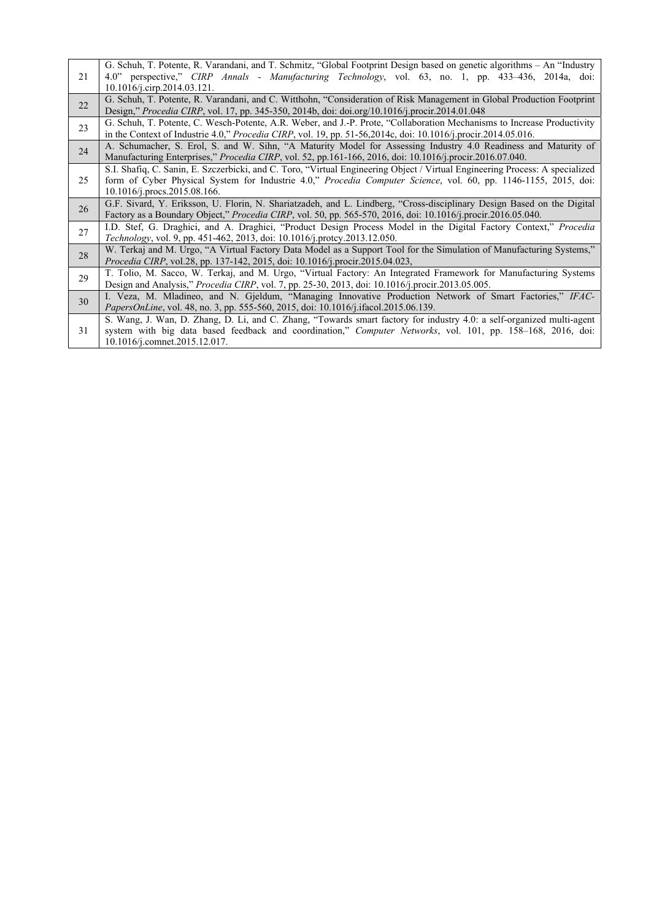| | |
|---|---|
| 21 | G. Schuh, T. Potente, R. Varandani, and T. Schmitz, "Global Footprint Design based on genetic algorithms – An "Industry 4.0" perspective," *CIRP Annals - Manufacturing Technology*, vol. 63, no. 1, pp. 433–436, 2014a, doi: 10.1016/j.cirp.2014.03.121. |
| 22 | G. Schuh, T. Potente, R. Varandani, and C. Witthohn, "Consideration of Risk Management in Global Production Footprint Design," *Procedia CIRP*, vol. 17, pp. 345-350, 2014b, doi: doi.org/10.1016/j.procir.2014.01.048 |
| 23 | G. Schuh, T. Potente, C. Wesch-Potente, A.R. Weber, and J.-P. Prote, "Collaboration Mechanisms to Increase Productivity in the Context of Industrie 4.0," *Procedia CIRP*, vol. 19, pp. 51-56,2014c, doi: 10.1016/j.procir.2014.05.016. |
| 24 | A. Schumacher, S. Erol, S. and W. Sihn, "A Maturity Model for Assessing Industry 4.0 Readiness and Maturity of Manufacturing Enterprises," *Procedia CIRP*, vol. 52, pp.161-166, 2016, doi: 10.1016/j.procir.2016.07.040. |
| 25 | S.I. Shafiq, C. Sanin, E. Szczerbicki, and C. Toro, "Virtual Engineering Object / Virtual Engineering Process: A specialized form of Cyber Physical System for Industrie 4.0," *Procedia Computer Science*, vol. 60, pp. 1146-1155, 2015, doi: 10.1016/j.procs.2015.08.166. |
| 26 | G.F. Sivard, Y. Eriksson, U. Florin, N. Shariatzadeh, and L. Lindberg, "Cross-disciplinary Design Based on the Digital Factory as a Boundary Object," *Procedia CIRP*, vol. 50, pp. 565-570, 2016, doi: 10.1016/j.procir.2016.05.040. |
| 27 | I.D. Stef, G. Draghici, and A. Draghici, "Product Design Process Model in the Digital Factory Context," *Procedia Technology*, vol. 9, pp. 451-462, 2013, doi: 10.1016/j.protcy.2013.12.050. |
| 28 | W. Terkaj and M. Urgo, "A Virtual Factory Data Model as a Support Tool for the Simulation of Manufacturing Systems," *Procedia CIRP*, vol.28, pp. 137-142, 2015, doi: 10.1016/j.procir.2015.04.023, |
| 29 | T. Tolio, M. Sacco, W. Terkaj, and M. Urgo, "Virtual Factory: An Integrated Framework for Manufacturing Systems Design and Analysis," *Procedia CIRP*, vol. 7, pp. 25-30, 2013, doi: 10.1016/j.procir.2013.05.005. |
| 30 | I. Veza, M. Mladineo, and N. Gjeldum, "Managing Innovative Production Network of Smart Factories," *IFAC-PapersOnLine*, vol. 48, no. 3, pp. 555-560, 2015, doi: 10.1016/j.ifacol.2015.06.139. |
| 31 | S. Wang, J. Wan, D. Zhang, D. Li, and C. Zhang, "Towards smart factory for industry 4.0: a self-organized multi-agent system with big data based feedback and coordination," *Computer Networks*, vol. 101, pp. 158–168, 2016, doi: 10.1016/j.comnet.2015.12.017. |